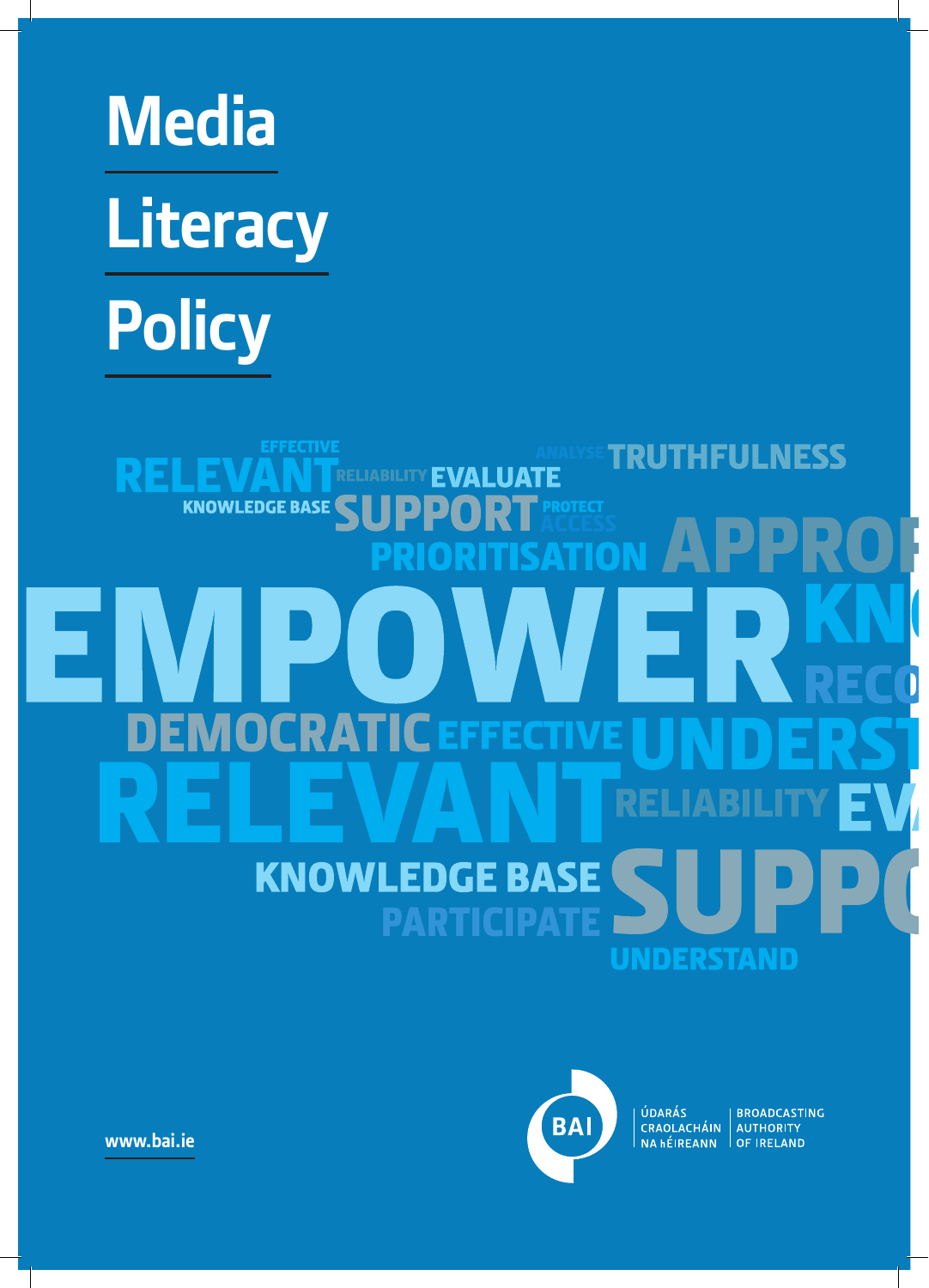# Media Literacy Policy

www.bai.ie

ÚDARÁS CRAOLACHÁIN NA hÉIREANN | BROADCASTING AUTHORITY OF IRELAND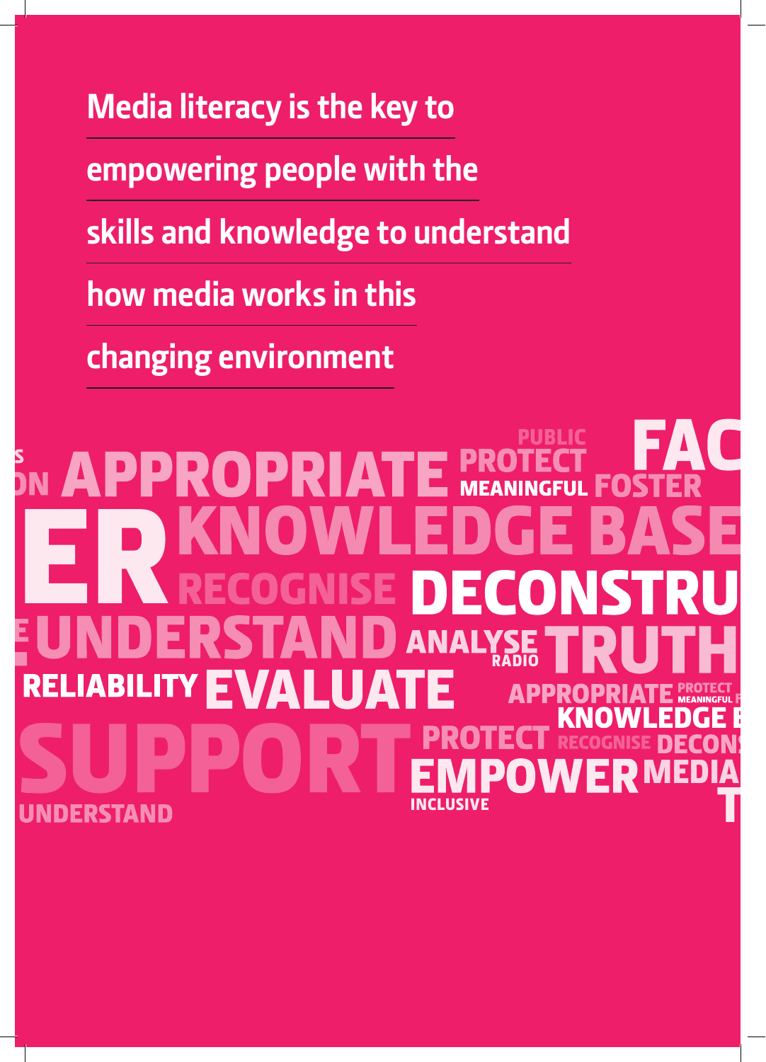Media literacy is the key to empowering people with the skills and knowledge to understand how media works in this changing environment

APPROPRIATE PUBLIC PROTECT MEANINGFUL FOSTER FAC

ER KNOWLEDGE BASE

RECOGNISE DECONSTRU

UNDERSTAND ANALYSE RADIO TRUTH

RELIABILITY EVALUATE APPROPRIATE PROTECT MEANINGFUL

KNOWLEDGE

SUPPORT PROTECT RECOGNISE DECON

EMPOWER MEDIA

UNDERSTAND INCLUSIVE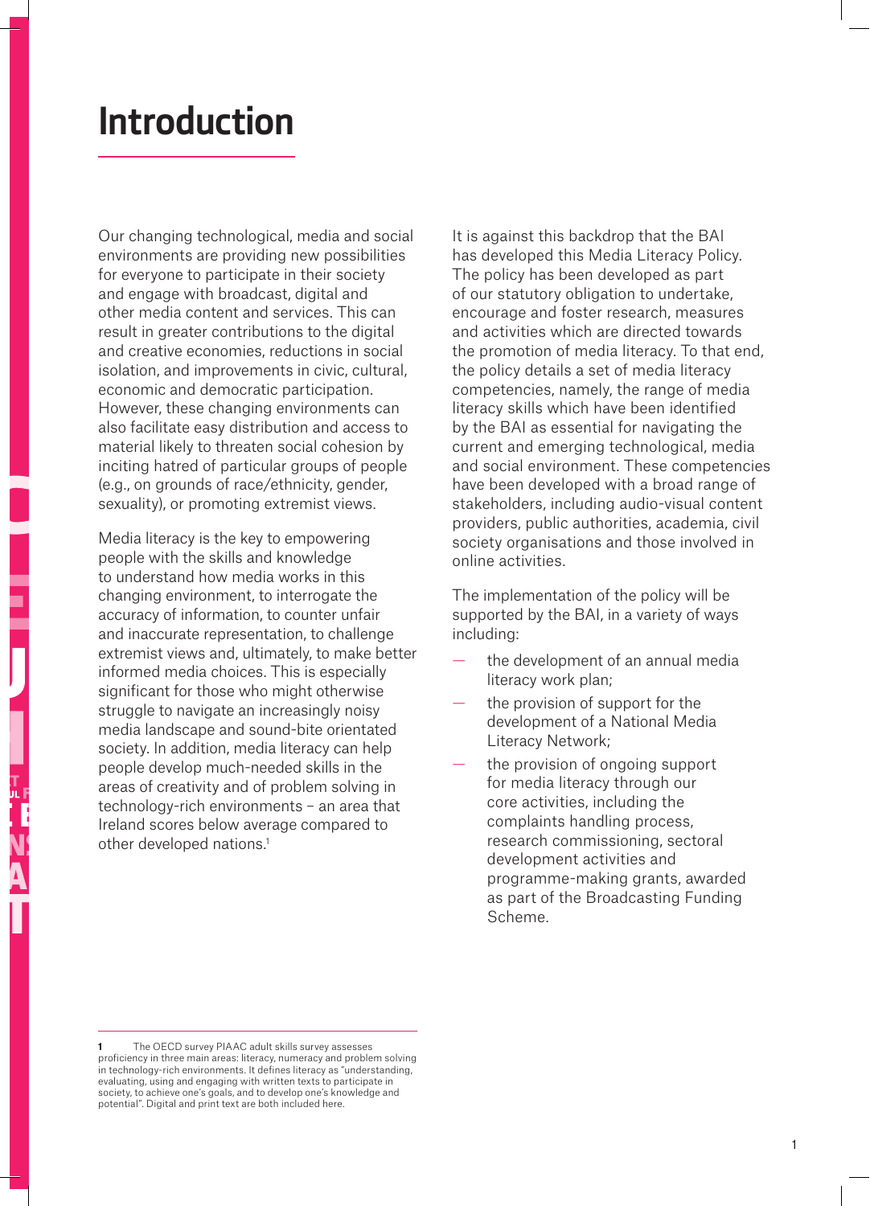# Introduction

Our changing technological, media and social environments are providing new possibilities for everyone to participate in their society and engage with broadcast, digital and other media content and services. This can result in greater contributions to the digital and creative economies, reductions in social isolation, and improvements in civic, cultural, economic and democratic participation. However, these changing environments can also facilitate easy distribution and access to material likely to threaten social cohesion by inciting hatred of particular groups of people (e.g., on grounds of race/ethnicity, gender, sexuality), or promoting extremist views.

Media literacy is the key to empowering people with the skills and knowledge to understand how media works in this changing environment, to interrogate the accuracy of information, to counter unfair and inaccurate representation, to challenge extremist views and, ultimately, to make better informed media choices. This is especially significant for those who might otherwise struggle to navigate an increasingly noisy media landscape and sound-bite orientated society. In addition, media literacy can help people develop much-needed skills in the areas of creativity and of problem solving in technology-rich environments – an area that Ireland scores below average compared to other developed nations.[1]

It is against this backdrop that the BAI has developed this Media Literacy Policy. The policy has been developed as part of our statutory obligation to undertake, encourage and foster research, measures and activities which are directed towards the promotion of media literacy. To that end, the policy details a set of media literacy competencies, namely, the range of media literacy skills which have been identified by the BAI as essential for navigating the current and emerging technological, media and social environment. These competencies have been developed with a broad range of stakeholders, including audio-visual content providers, public authorities, academia, civil society organisations and those involved in online activities.

The implementation of the policy will be supported by the BAI, in a variety of ways including:

- the development of an annual media literacy work plan;
- the provision of support for the development of a National Media Literacy Network;
- the provision of ongoing support for media literacy through our core activities, including the complaints handling process, research commissioning, sectoral development activities and programme-making grants, awarded as part of the Broadcasting Funding Scheme.

[1] The OECD survey PIAAC adult skills survey assesses proficiency in three main areas: literacy, numeracy and problem solving in technology-rich environments. It defines literacy as "understanding, evaluating, using and engaging with written texts to participate in society, to achieve one's goals, and to develop one's knowledge and potential". Digital and print text are both included here.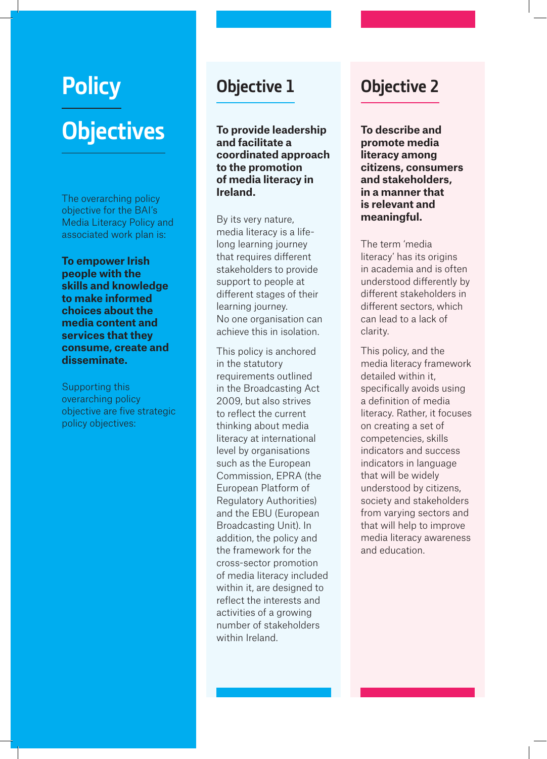# Policy Objectives

The overarching policy objective for the BAI's Media Literacy Policy and associated work plan is:

**To empower Irish people with the skills and knowledge to make informed choices about the media content and services that they consume, create and disseminate.**

Supporting this overarching policy objective are five strategic policy objectives:

## Objective 1

**To provide leadership and facilitate a coordinated approach to the promotion of media literacy in Ireland.**

By its very nature, media literacy is a life-long learning journey that requires different stakeholders to provide support to people at different stages of their learning journey. No one organisation can achieve this in isolation.

This policy is anchored in the statutory requirements outlined in the Broadcasting Act 2009, but also strives to reflect the current thinking about media literacy at international level by organisations such as the European Commission, EPRA (the European Platform of Regulatory Authorities) and the EBU (European Broadcasting Unit). In addition, the policy and the framework for the cross-sector promotion of media literacy included within it, are designed to reflect the interests and activities of a growing number of stakeholders within Ireland.

## Objective 2

**To describe and promote media literacy among citizens, consumers and stakeholders, in a manner that is relevant and meaningful.**

The term 'media literacy' has its origins in academia and is often understood differently by different stakeholders in different sectors, which can lead to a lack of clarity.

This policy, and the media literacy framework detailed within it, specifically avoids using a definition of media literacy. Rather, it focuses on creating a set of competencies, skills indicators and success indicators in language that will be widely understood by citizens, society and stakeholders from varying sectors and that will help to improve media literacy awareness and education.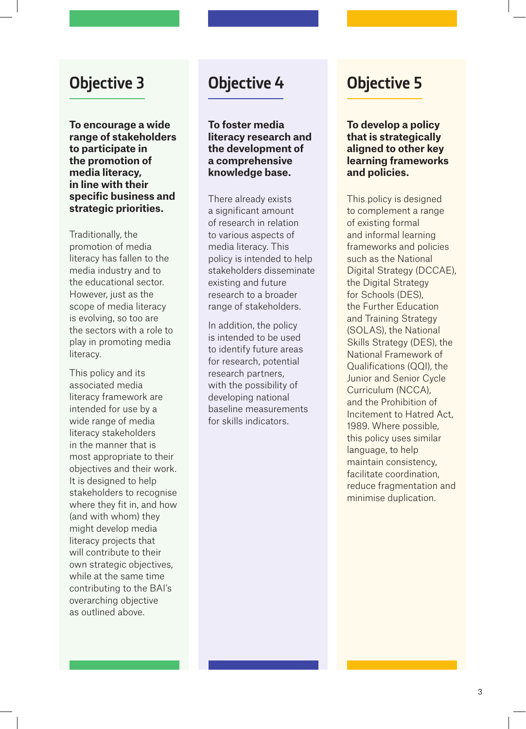## Objective 3

**To encourage a wide range of stakeholders to participate in the promotion of media literacy, in line with their specific business and strategic priorities.**

Traditionally, the promotion of media literacy has fallen to the media industry and to the educational sector. However, just as the scope of media literacy is evolving, so too are the sectors with a role to play in promoting media literacy.

This policy and its associated media literacy framework are intended for use by a wide range of media literacy stakeholders in the manner that is most appropriate to their objectives and their work. It is designed to help stakeholders to recognise where they fit in, and how (and with whom) they might develop media literacy projects that will contribute to their own strategic objectives, while at the same time contributing to the BAI's overarching objective as outlined above.

## Objective 4

**To foster media literacy research and the development of a comprehensive knowledge base.**

There already exists a significant amount of research in relation to various aspects of media literacy. This policy is intended to help stakeholders disseminate existing and future research to a broader range of stakeholders.

In addition, the policy is intended to be used to identify future areas for research, potential research partners, with the possibility of developing national baseline measurements for skills indicators.

## Objective 5

**To develop a policy that is strategically aligned to other key learning frameworks and policies.**

This policy is designed to complement a range of existing formal and informal learning frameworks and policies such as the National Digital Strategy (DCCAE), the Digital Strategy for Schools (DES), the Further Education and Training Strategy (SOLAS), the National Skills Strategy (DES), the National Framework of Qualifications (QQI), the Junior and Senior Cycle Curriculum (NCCA), and the Prohibition of Incitement to Hatred Act, 1989. Where possible, this policy uses similar language, to help maintain consistency, facilitate coordination, reduce fragmentation and minimise duplication.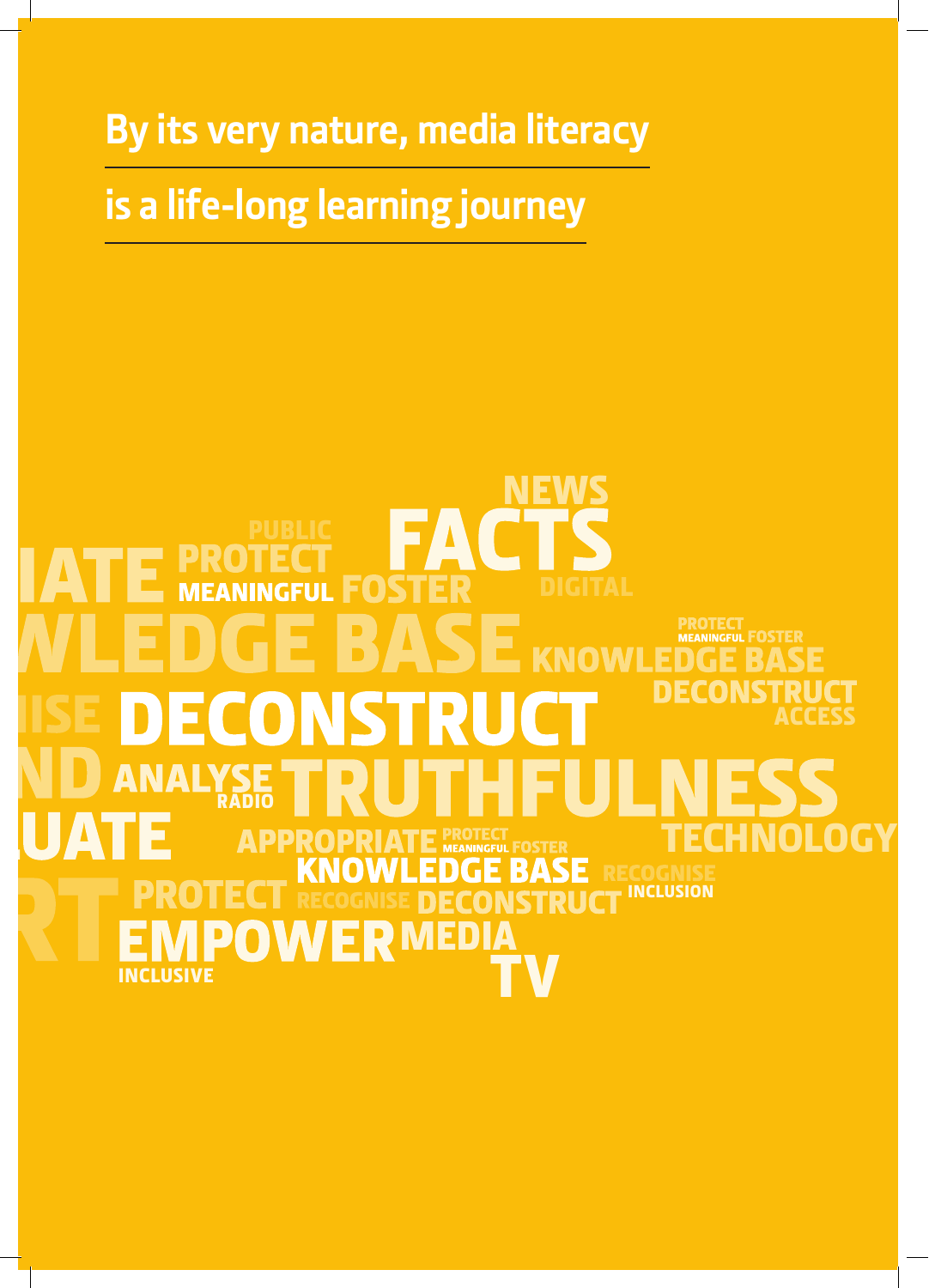# By its very nature, media literacy is a life-long learning journey

NEWS
PUBLIC
IATE PROTECT FACTS
MEANINGFUL FOSTER DIGITAL
WLEDGE BASE KNOWLEDGE BASE
PROTECT
MEANINGFUL FOSTER
ISE DECONSTRUCT DECONSTRUCT
ACCESS
ND ANALYSE TRUTHFULNESS
RADIO
UATE APPROPRIATE PROTECT
MEANINGFUL FOSTER TECHNOLOGY
KNOWLEDGE BASE RECOGNISE
RT PROTECT RECOGNISE DECONSTRUCT INCLUSION
EMPOWER MEDIA
INCLUSIVE TV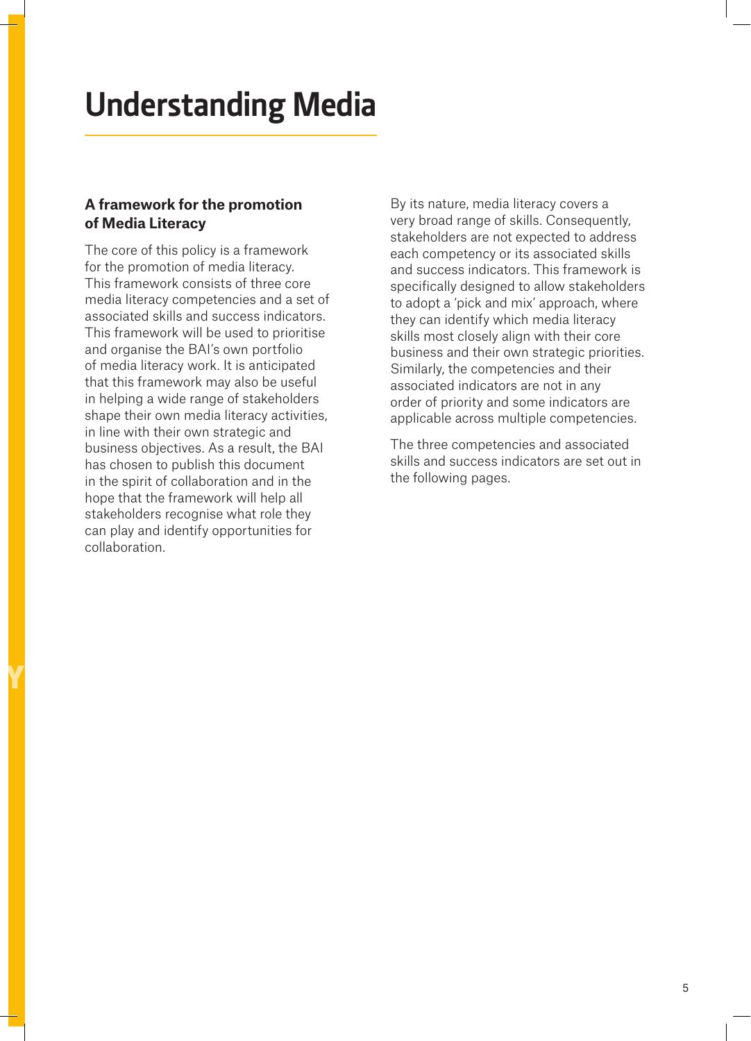# Understanding Media

## A framework for the promotion of Media Literacy

The core of this policy is a framework for the promotion of media literacy. This framework consists of three core media literacy competencies and a set of associated skills and success indicators. This framework will be used to prioritise and organise the BAI's own portfolio of media literacy work. It is anticipated that this framework may also be useful in helping a wide range of stakeholders shape their own media literacy activities, in line with their own strategic and business objectives. As a result, the BAI has chosen to publish this document in the spirit of collaboration and in the hope that the framework will help all stakeholders recognise what role they can play and identify opportunities for collaboration.

By its nature, media literacy covers a very broad range of skills. Consequently, stakeholders are not expected to address each competency or its associated skills and success indicators. This framework is specifically designed to allow stakeholders to adopt a 'pick and mix' approach, where they can identify which media literacy skills most closely align with their core business and their own strategic priorities. Similarly, the competencies and their associated indicators are not in any order of priority and some indicators are applicable across multiple competencies.

The three competencies and associated skills and success indicators are set out in the following pages.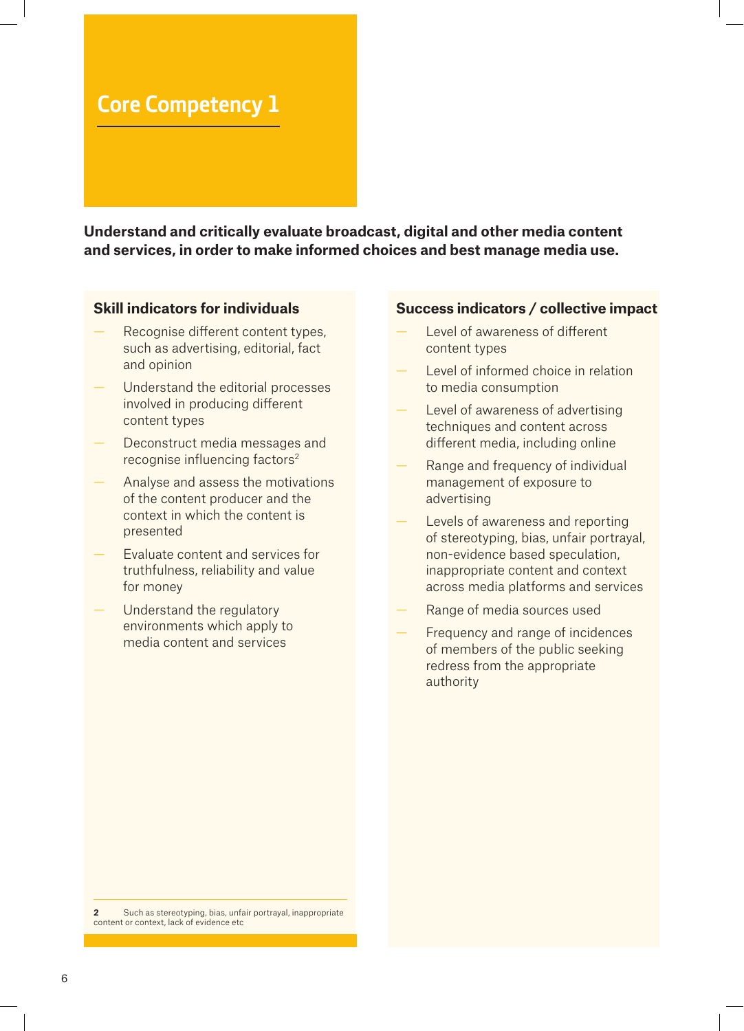# Core Competency 1

**Understand and critically evaluate broadcast, digital and other media content and services, in order to make informed choices and best manage media use.**

## Skill indicators for individuals

- Recognise different content types, such as advertising, editorial, fact and opinion
- Understand the editorial processes involved in producing different content types
- Deconstruct media messages and recognise influencing factors[2]
- Analyse and assess the motivations of the content producer and the context in which the content is presented
- Evaluate content and services for truthfulness, reliability and value for money
- Understand the regulatory environments which apply to media content and services

## Success indicators / collective impact

- Level of awareness of different content types
- Level of informed choice in relation to media consumption
- Level of awareness of advertising techniques and content across different media, including online
- Range and frequency of individual management of exposure to advertising
- Levels of awareness and reporting of stereotyping, bias, unfair portrayal, non-evidence based speculation, inappropriate content and context across media platforms and services
- Range of media sources used
- Frequency and range of incidences of members of the public seeking redress from the appropriate authority

---

2 Such as stereotyping, bias, unfair portrayal, inappropriate content or context, lack of evidence etc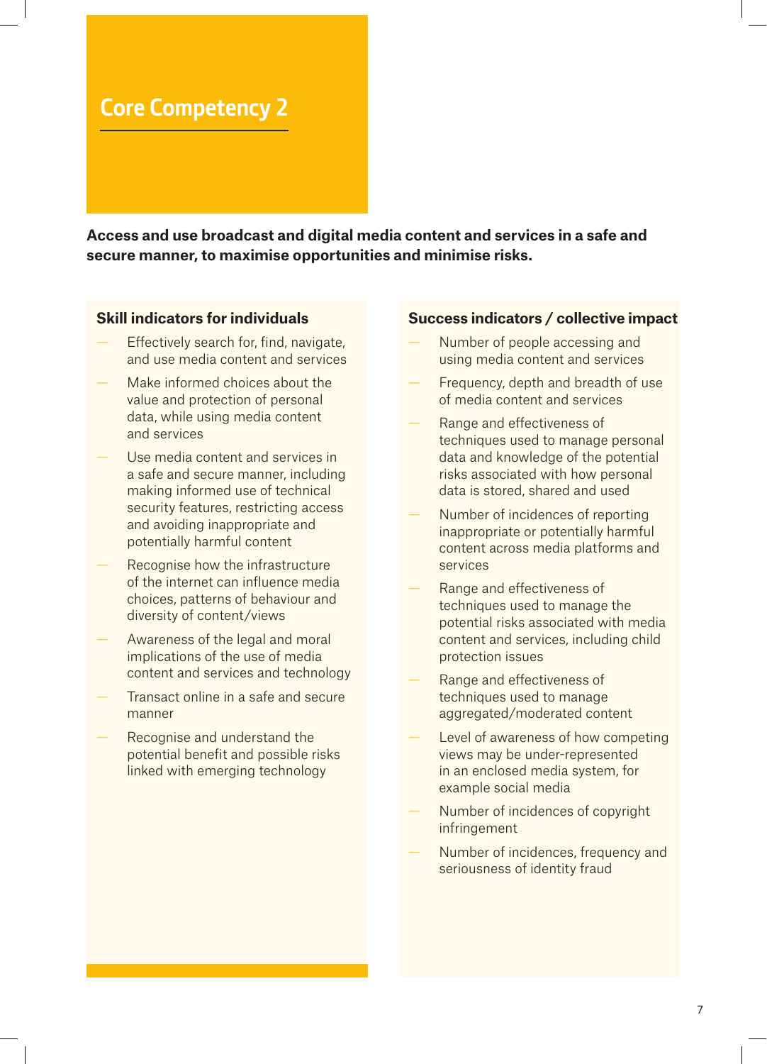# Core Competency 2

**Access and use broadcast and digital media content and services in a safe and secure manner, to maximise opportunities and minimise risks.**

### Skill indicators for individuals

- Effectively search for, find, navigate, and use media content and services
- Make informed choices about the value and protection of personal data, while using media content and services
- Use media content and services in a safe and secure manner, including making informed use of technical security features, restricting access and avoiding inappropriate and potentially harmful content
- Recognise how the infrastructure of the internet can influence media choices, patterns of behaviour and diversity of content/views
- Awareness of the legal and moral implications of the use of media content and services and technology
- Transact online in a safe and secure manner
- Recognise and understand the potential benefit and possible risks linked with emerging technology

### Success indicators / collective impact

- Number of people accessing and using media content and services
- Frequency, depth and breadth of use of media content and services
- Range and effectiveness of techniques used to manage personal data and knowledge of the potential risks associated with how personal data is stored, shared and used
- Number of incidences of reporting inappropriate or potentially harmful content across media platforms and services
- Range and effectiveness of techniques used to manage the potential risks associated with media content and services, including child protection issues
- Range and effectiveness of techniques used to manage aggregated/moderated content
- Level of awareness of how competing views may be under-represented in an enclosed media system, for example social media
- Number of incidences of copyright infringement
- Number of incidences, frequency and seriousness of identity fraud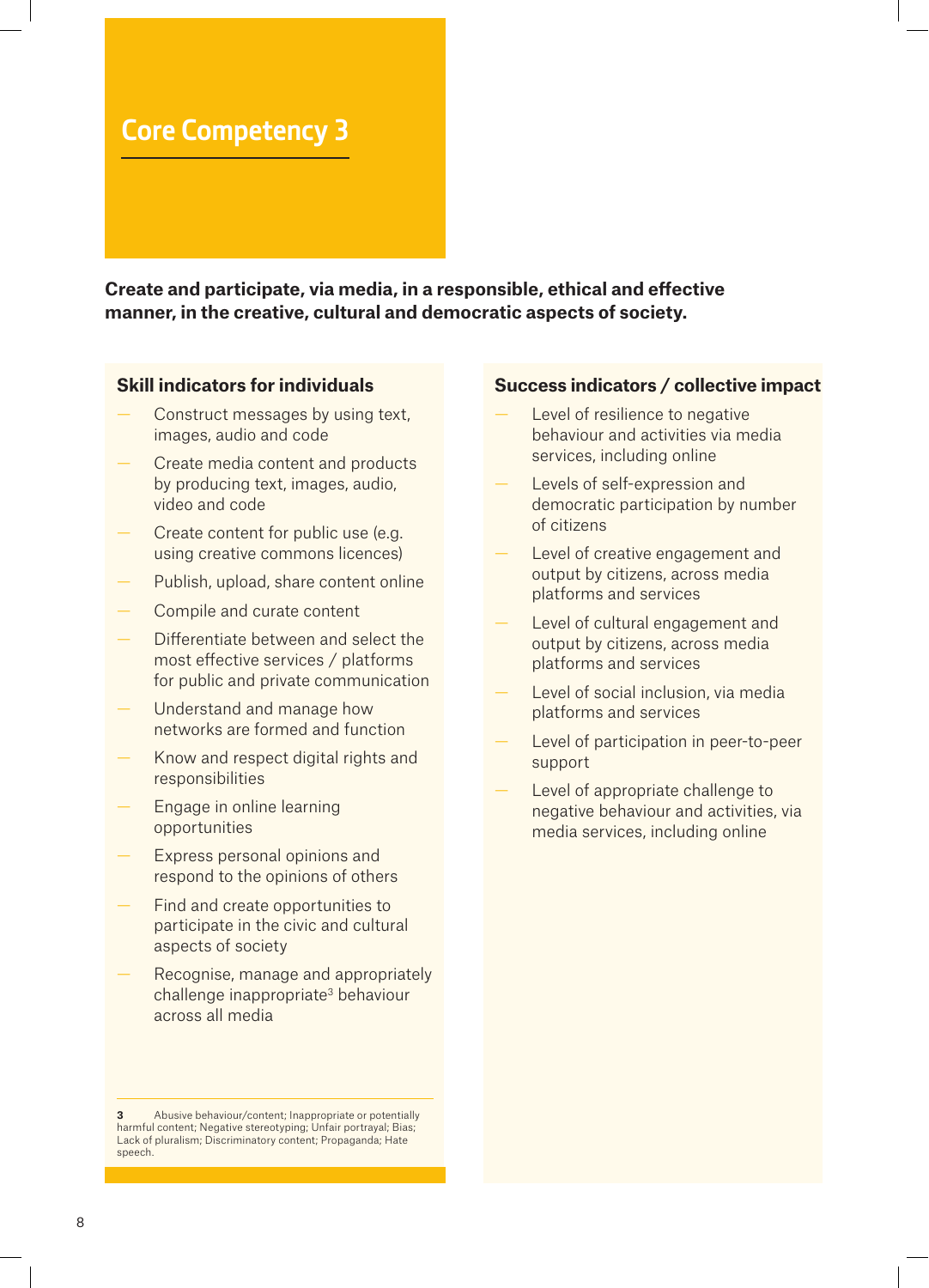# Core Competency 3

**Create and participate, via media, in a responsible, ethical and effective manner, in the creative, cultural and democratic aspects of society.**

### Skill indicators for individuals

- Construct messages by using text, images, audio and code
- Create media content and products by producing text, images, audio, video and code
- Create content for public use (e.g. using creative commons licences)
- Publish, upload, share content online
- Compile and curate content
- Differentiate between and select the most effective services / platforms for public and private communication
- Understand and manage how networks are formed and function
- Know and respect digital rights and responsibilities
- Engage in online learning opportunities
- Express personal opinions and respond to the opinions of others
- Find and create opportunities to participate in the civic and cultural aspects of society
- Recognise, manage and appropriately challenge inappropriate[3] behaviour across all media

### Success indicators / collective impact

- Level of resilience to negative behaviour and activities via media services, including online
- Levels of self-expression and democratic participation by number of citizens
- Level of creative engagement and output by citizens, across media platforms and services
- Level of cultural engagement and output by citizens, across media platforms and services
- Level of social inclusion, via media platforms and services
- Level of participation in peer-to-peer support
- Level of appropriate challenge to negative behaviour and activities, via media services, including online

[3] Abusive behaviour/content; Inappropriate or potentially harmful content; Negative stereotyping; Unfair portrayal; Bias; Lack of pluralism; Discriminatory content; Propaganda; Hate speech.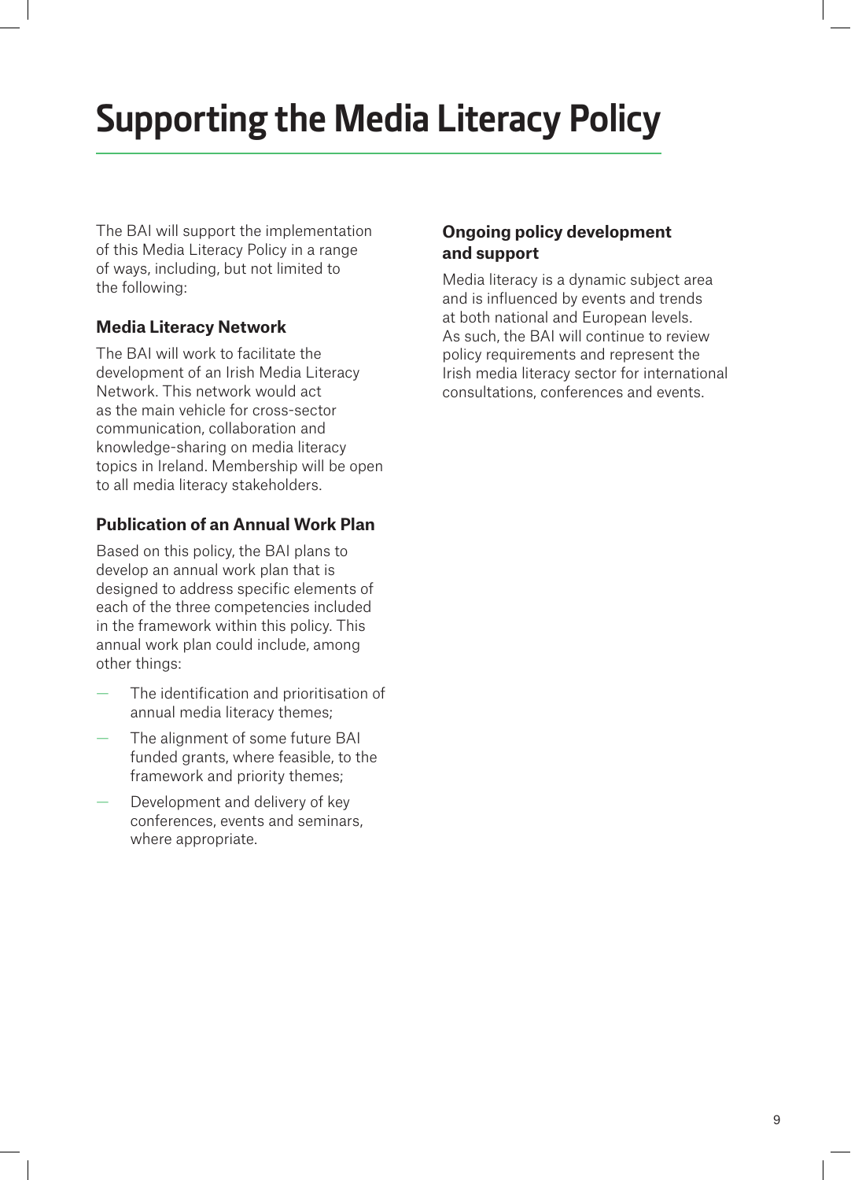# Supporting the Media Literacy Policy

The BAI will support the implementation of this Media Literacy Policy in a range of ways, including, but not limited to the following:

### Media Literacy Network

The BAI will work to facilitate the development of an Irish Media Literacy Network. This network would act as the main vehicle for cross-sector communication, collaboration and knowledge-sharing on media literacy topics in Ireland. Membership will be open to all media literacy stakeholders.

### Publication of an Annual Work Plan

Based on this policy, the BAI plans to develop an annual work plan that is designed to address specific elements of each of the three competencies included in the framework within this policy. This annual work plan could include, among other things:

- The identification and prioritisation of annual media literacy themes;
- The alignment of some future BAI funded grants, where feasible, to the framework and priority themes;
- Development and delivery of key conferences, events and seminars, where appropriate.

### Ongoing policy development and support

Media literacy is a dynamic subject area and is influenced by events and trends at both national and European levels. As such, the BAI will continue to review policy requirements and represent the Irish media literacy sector for international consultations, conferences and events.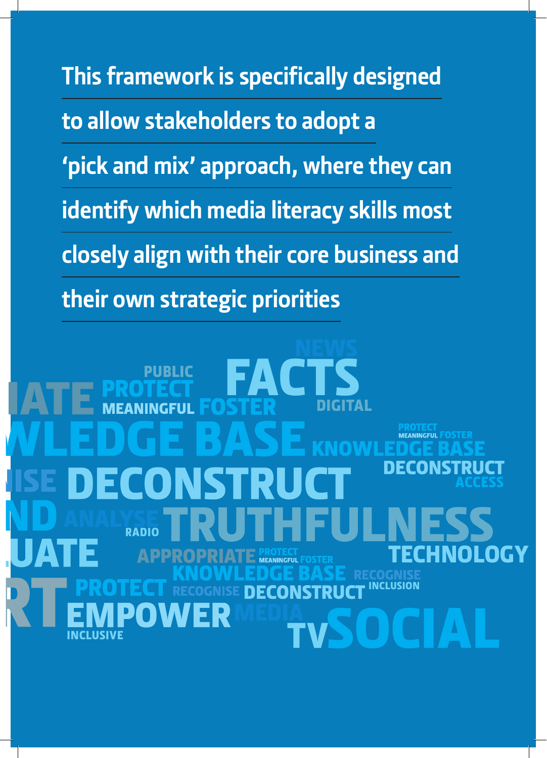This framework is specifically designed to allow stakeholders to adopt a 'pick and mix' approach, where they can identify which media literacy skills most closely align with their core business and their own strategic priorities